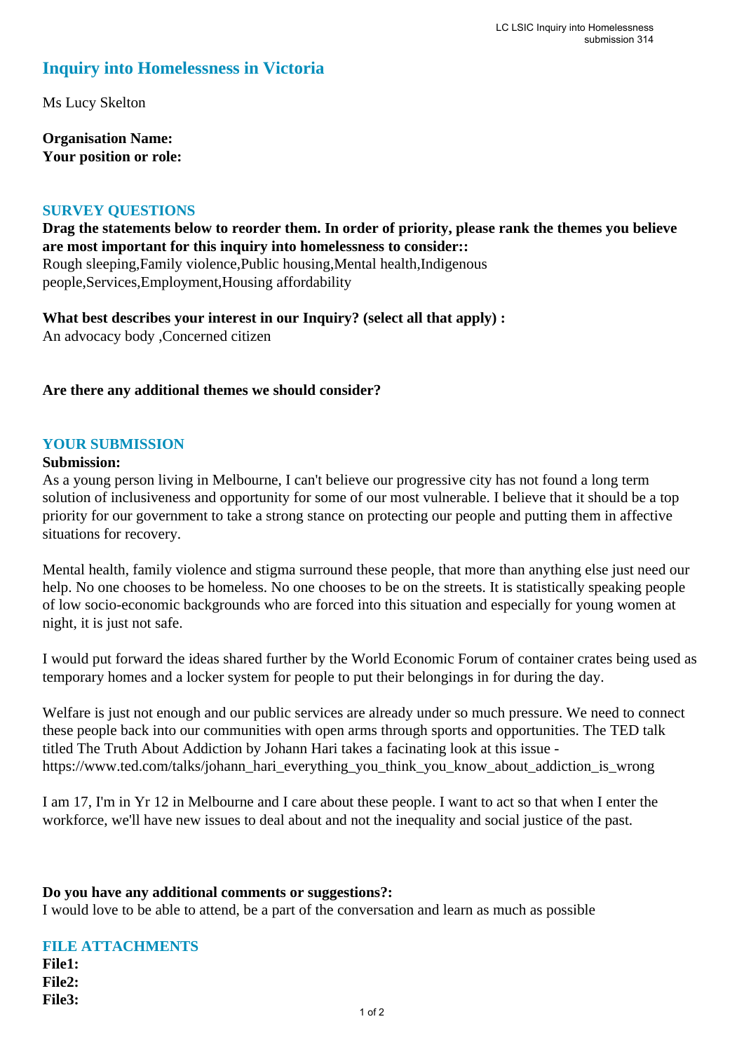# Inquiry into Homelessness in Victoria

Ms Lucy Skelton

**Organisation Name:**
**Your position or role:**

## SURVEY QUESTIONS

**Drag the statements below to reorder them. In order of priority, please rank the themes you believe are most important for this inquiry into homelessness to consider::**
Rough sleeping,Family violence,Public housing,Mental health,Indigenous people,Services,Employment,Housing affordability

**What best describes your interest in our Inquiry? (select all that apply) :**
An advocacy body ,Concerned citizen

**Are there any additional themes we should consider?**

## YOUR SUBMISSION

**Submission:**
As a young person living in Melbourne, I can't believe our progressive city has not found a long term solution of inclusiveness and opportunity for some of our most vulnerable. I believe that it should be a top priority for our government to take a strong stance on protecting our people and putting them in affective situations for recovery.

Mental health, family violence and stigma surround these people, that more than anything else just need our help. No one chooses to be homeless. No one chooses to be on the streets. It is statistically speaking people of low socio-economic backgrounds who are forced into this situation and especially for young women at night, it is just not safe.

I would put forward the ideas shared further by the World Economic Forum of container crates being used as temporary homes and a locker system for people to put their belongings in for during the day.

Welfare is just not enough and our public services are already under so much pressure. We need to connect these people back into our communities with open arms through sports and opportunities. The TED talk titled The Truth About Addiction by Johann Hari takes a facinating look at this issue - https://www.ted.com/talks/johann_hari_everything_you_think_you_know_about_addiction_is_wrong

I am 17, I'm in Yr 12 in Melbourne and I care about these people. I want to act so that when I enter the workforce, we'll have new issues to deal about and not the inequality and social justice of the past.

**Do you have any additional comments or suggestions?:**
I would love to be able to attend, be a part of the conversation and learn as much as possible

## FILE ATTACHMENTS

**File1:**
**File2:**
**File3:**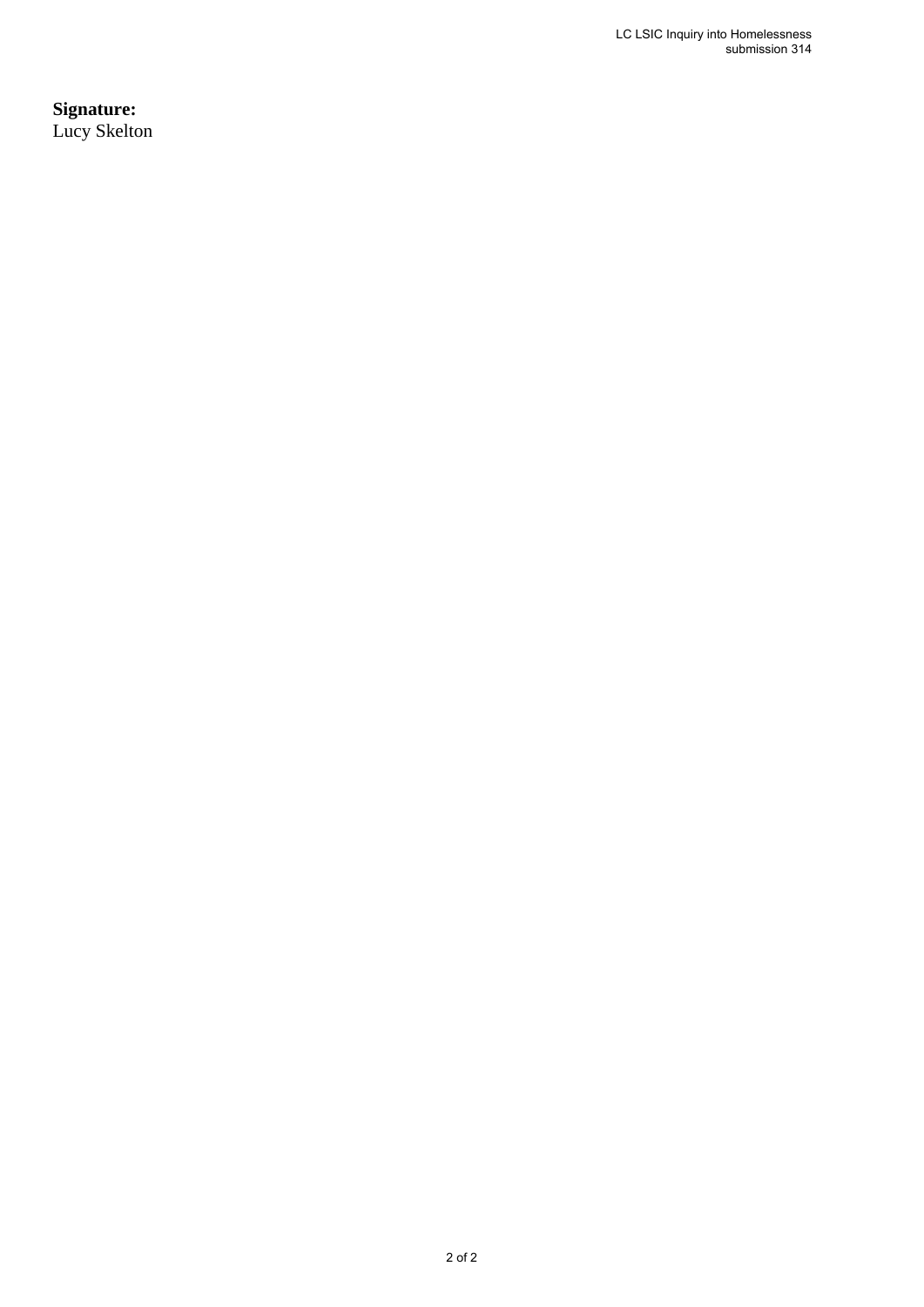**Signature:**
Lucy Skelton